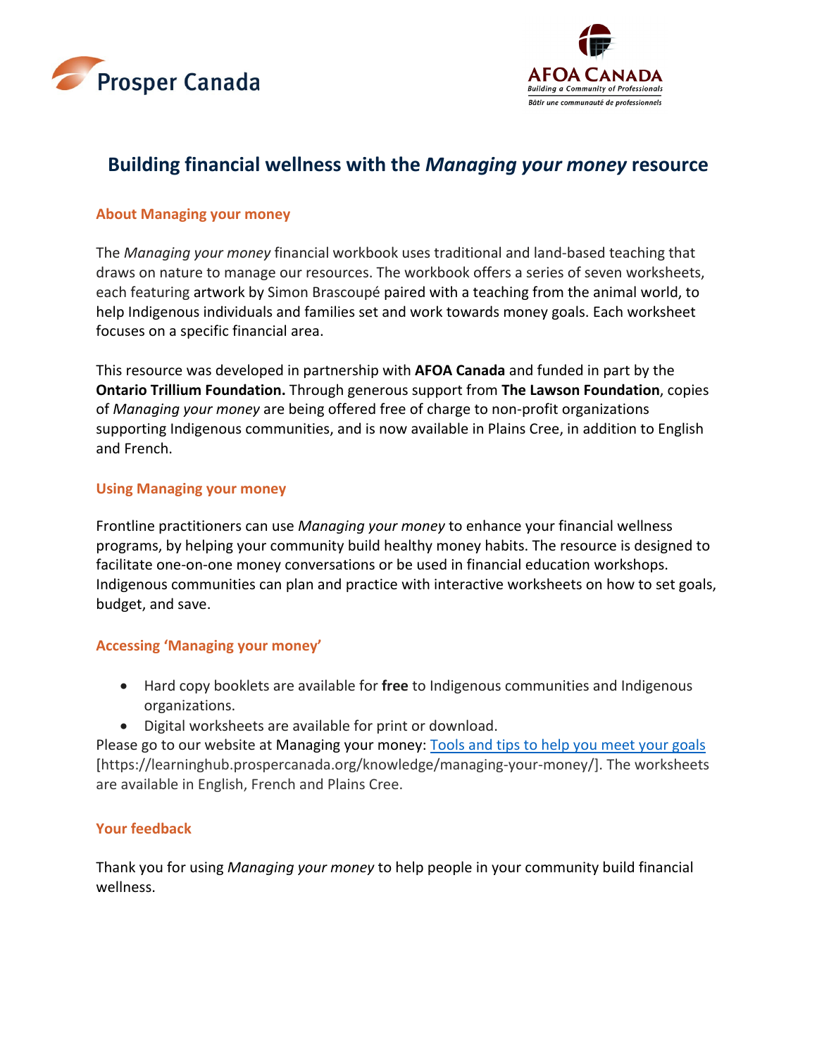# Building financial wellness with the *Managing your money* resource

## About Managing your money

The *Managing your money* financial workbook uses traditional and land-based teaching that draws on nature to manage our resources. The workbook offers a series of seven worksheets, each featuring artwork by Simon Brascoupé paired with a teaching from the animal world, to help Indigenous individuals and families set and work towards money goals. Each worksheet focuses on a specific financial area.

This resource was developed in partnership with **AFOA Canada** and funded in part by the **Ontario Trillium Foundation.** Through generous support from **The Lawson Foundation**, copies of *Managing your money* are being offered free of charge to non-profit organizations supporting Indigenous communities, and is now available in Plains Cree, in addition to English and French.

## Using Managing your money

Frontline practitioners can use *Managing your money* to enhance your financial wellness programs, by helping your community build healthy money habits. The resource is designed to facilitate one-on-one money conversations or be used in financial education workshops. Indigenous communities can plan and practice with interactive worksheets on how to set goals, budget, and save.

## Accessing 'Managing your money'

- Hard copy booklets are available for **free** to Indigenous communities and Indigenous organizations.
- Digital worksheets are available for print or download.

Please go to our website at Managing your money: [Tools and tips to help you meet your goals](https://learninghub.prospercanada.org/knowledge/managing-your-money/) [https://learninghub.prospercanada.org/knowledge/managing-your-money/]. The worksheets are available in English, French and Plains Cree.

## Your feedback

Thank you for using *Managing your money* to help people in your community build financial wellness.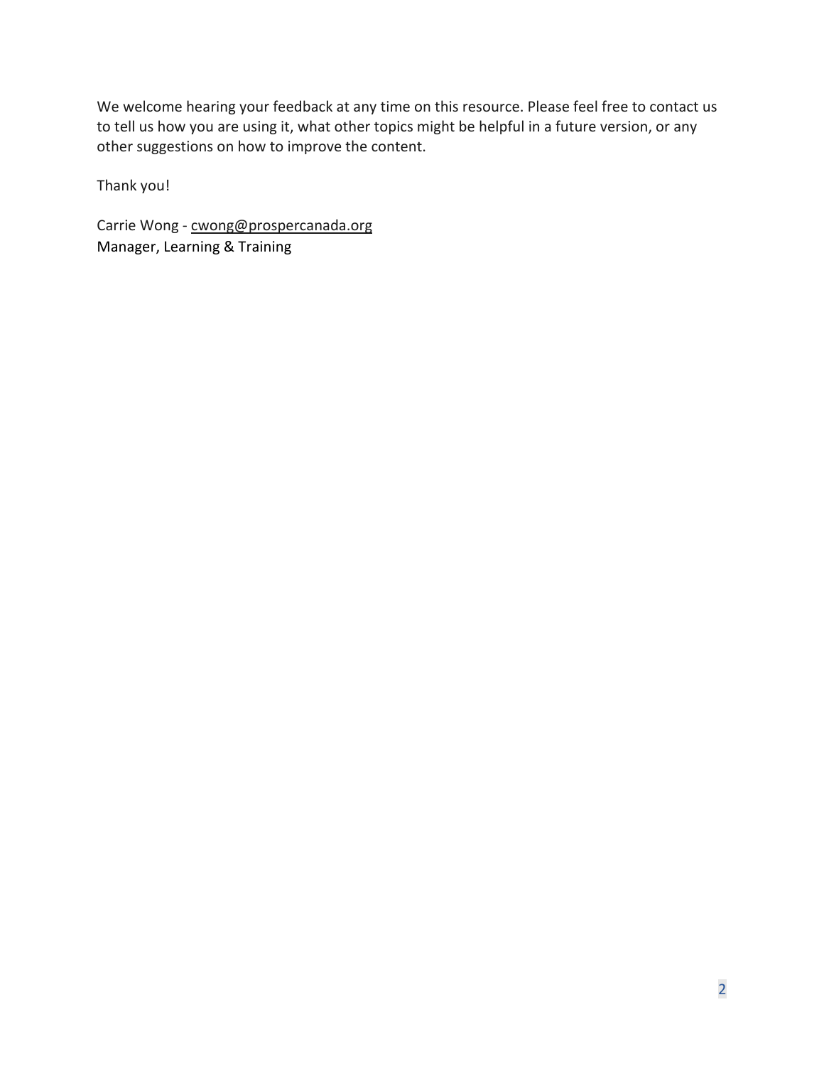We welcome hearing your feedback at any time on this resource. Please feel free to contact us to tell us how you are using it, what other topics might be helpful in a future version, or any other suggestions on how to improve the content.

Thank you!

Carrie Wong - cwong@prospercanada.org
Manager, Learning & Training